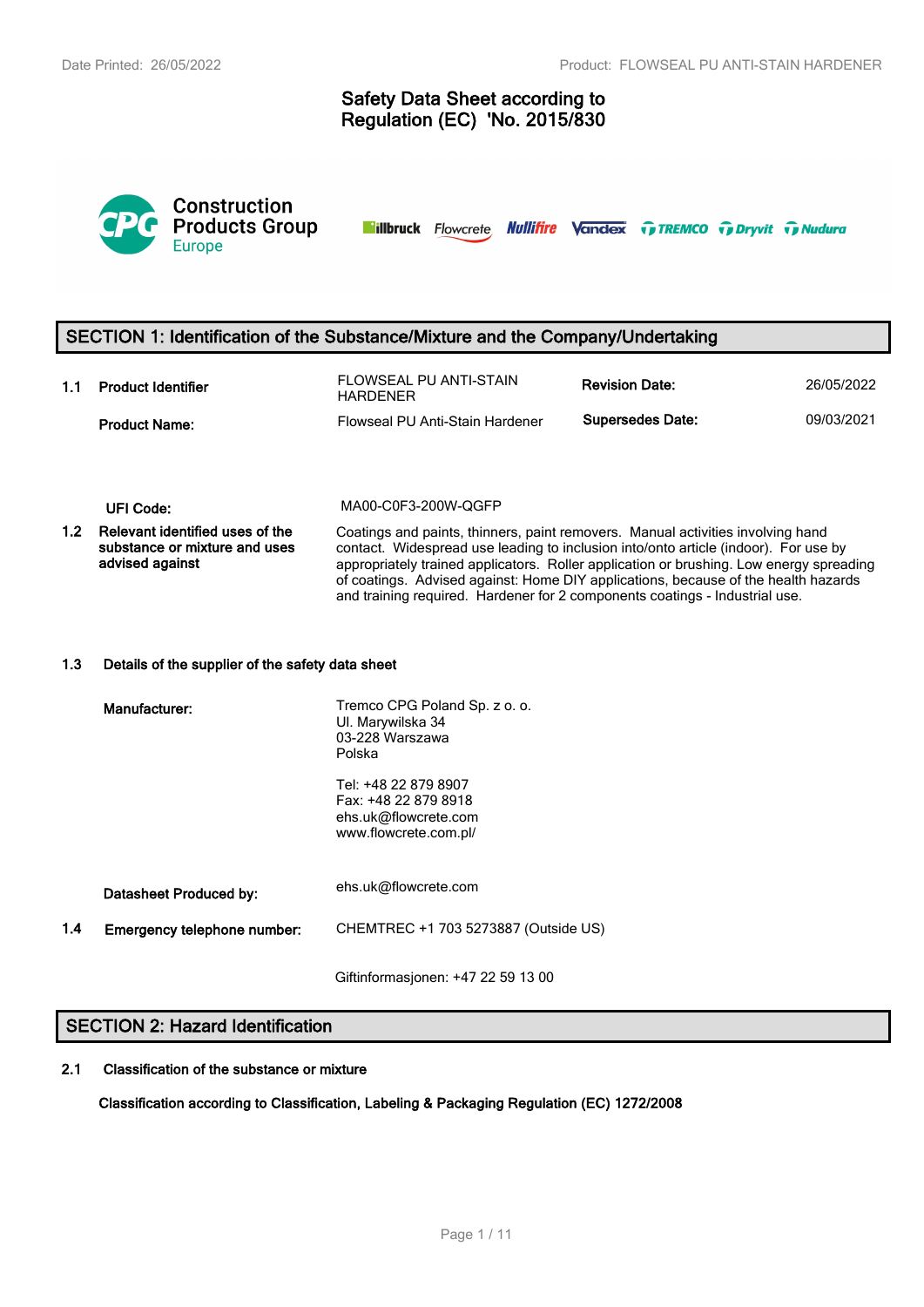# Safety Data Sheet according to Regulation (EC) 'No. 2015/830

Construction Products Group Europe

illbruck Flowcrete Nullifire Vandex TREMCO Dryvit Nudura

## SECTION 1: Identification of the Substance/Mixture and the Company/Undertaking

| | | | | |
|---|---|---|---|---|
| **1.1** | **Product Identifier** | FLOWSEAL PU ANTI-STAIN HARDENER | **Revision Date:** | 26/05/2022 |
| | **Product Name:** | Flowseal PU Anti-Stain Hardener | **Supersedes Date:** | 09/03/2021 |

**UFI Code:** MA00-C0F3-200W-QGFP

**1.2 Relevant identified uses of the substance or mixture and uses advised against**

Coatings and paints, thinners, paint removers. Manual activities involving hand contact. Widespread use leading to inclusion into/onto article (indoor). For use by appropriately trained applicators. Roller application or brushing. Low energy spreading of coatings. Advised against: Home DIY applications, because of the health hazards and training required. Hardener for 2 components coatings - Industrial use.

**1.3 Details of the supplier of the safety data sheet**

**Manufacturer:**

Tremco CPG Poland Sp. z o. o.
Ul. Marywilska 34
03-228 Warszawa
Polska

Tel: +48 22 879 8907
Fax: +48 22 879 8918
ehs.uk@flowcrete.com
www.flowcrete.com.pl/

**Datasheet Produced by:** ehs.uk@flowcrete.com

**1.4 Emergency telephone number:** CHEMTREC +1 703 5273887 (Outside US)

Giftinformasjonen: +47 22 59 13 00

## SECTION 2: Hazard Identification

**2.1 Classification of the substance or mixture**

**Classification according to Classification, Labeling & Packaging Regulation (EC) 1272/2008**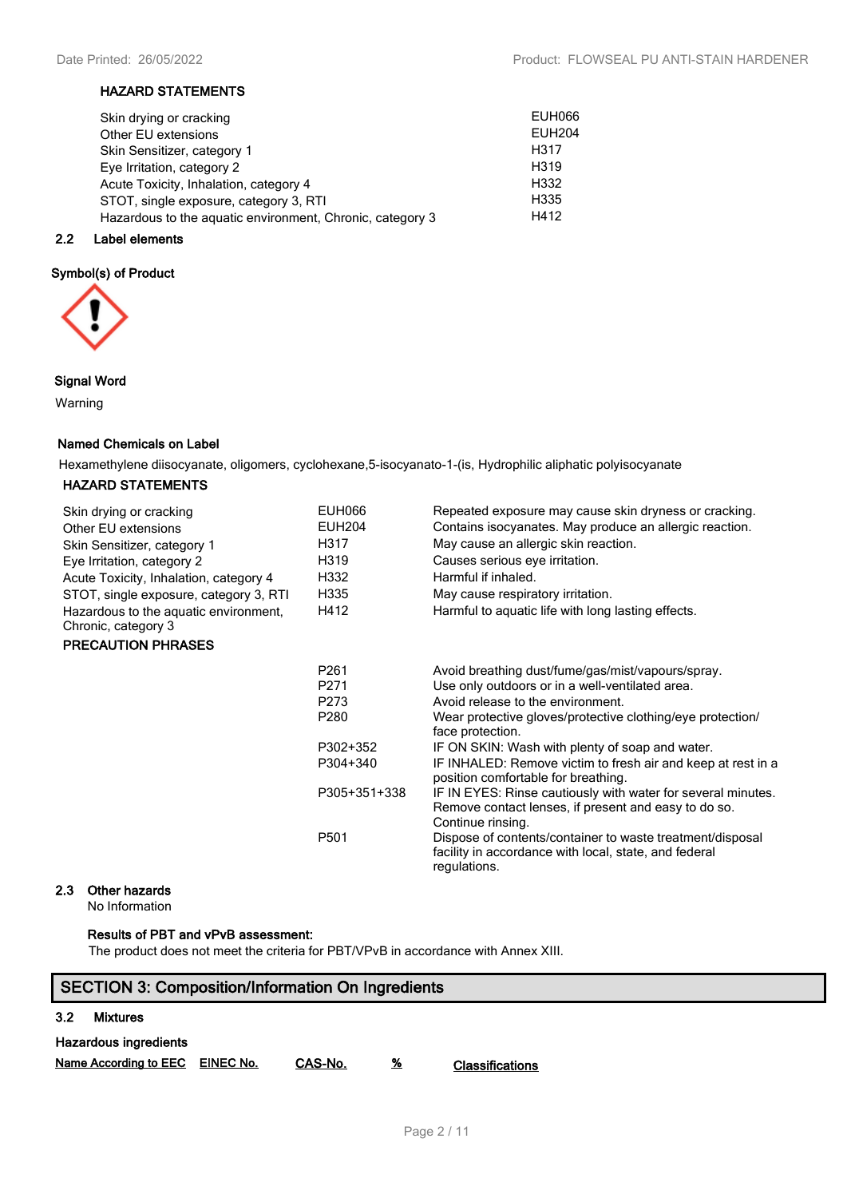### HAZARD STATEMENTS

| | |
|---|---|
| Skin drying or cracking | EUH066 |
| Other EU extensions | EUH204 |
| Skin Sensitizer, category 1 | H317 |
| Eye Irritation, category 2 | H319 |
| Acute Toxicity, Inhalation, category 4 | H332 |
| STOT, single exposure, category 3, RTI | H335 |
| Hazardous to the aquatic environment, Chronic, category 3 | H412 |

## 2.2 Label elements

**Symbol(s) of Product**

**Signal Word**

Warning

**Named Chemicals on Label**

Hexamethylene diisocyanate, oligomers, cyclohexane,5-isocyanato-1-(is, Hydrophilic aliphatic polyisocyanate

### HAZARD STATEMENTS

| | | |
|---|---|---|
| Skin drying or cracking | EUH066 | Repeated exposure may cause skin dryness or cracking. |
| Other EU extensions | EUH204 | Contains isocyanates. May produce an allergic reaction. |
| Skin Sensitizer, category 1 | H317 | May cause an allergic skin reaction. |
| Eye Irritation, category 2 | H319 | Causes serious eye irritation. |
| Acute Toxicity, Inhalation, category 4 | H332 | Harmful if inhaled. |
| STOT, single exposure, category 3, RTI | H335 | May cause respiratory irritation. |
| Hazardous to the aquatic environment, Chronic, category 3 | H412 | Harmful to aquatic life with long lasting effects. |

### PRECAUTION PHRASES

| | |
|---|---|
| P261 | Avoid breathing dust/fume/gas/mist/vapours/spray. |
| P271 | Use only outdoors or in a well-ventilated area. |
| P273 | Avoid release to the environment. |
| P280 | Wear protective gloves/protective clothing/eye protection/ face protection. |
| P302+352 | IF ON SKIN: Wash with plenty of soap and water. |
| P304+340 | IF INHALED: Remove victim to fresh air and keep at rest in a position comfortable for breathing. |
| P305+351+338 | IF IN EYES: Rinse cautiously with water for several minutes. Remove contact lenses, if present and easy to do so. Continue rinsing. |
| P501 | Dispose of contents/container to waste treatment/disposal facility in accordance with local, state, and federal regulations. |

## 2.3 Other hazards

No Information

**Results of PBT and vPvB assessment:**

The product does not meet the criteria for PBT/VPvB in accordance with Annex XIII.

# SECTION 3: Composition/Information On Ingredients

## 3.2 Mixtures

**Hazardous ingredients**

| Name According to EEC | EINEC No. | CAS-No. | % | Classifications |
|---|---|---|---|---|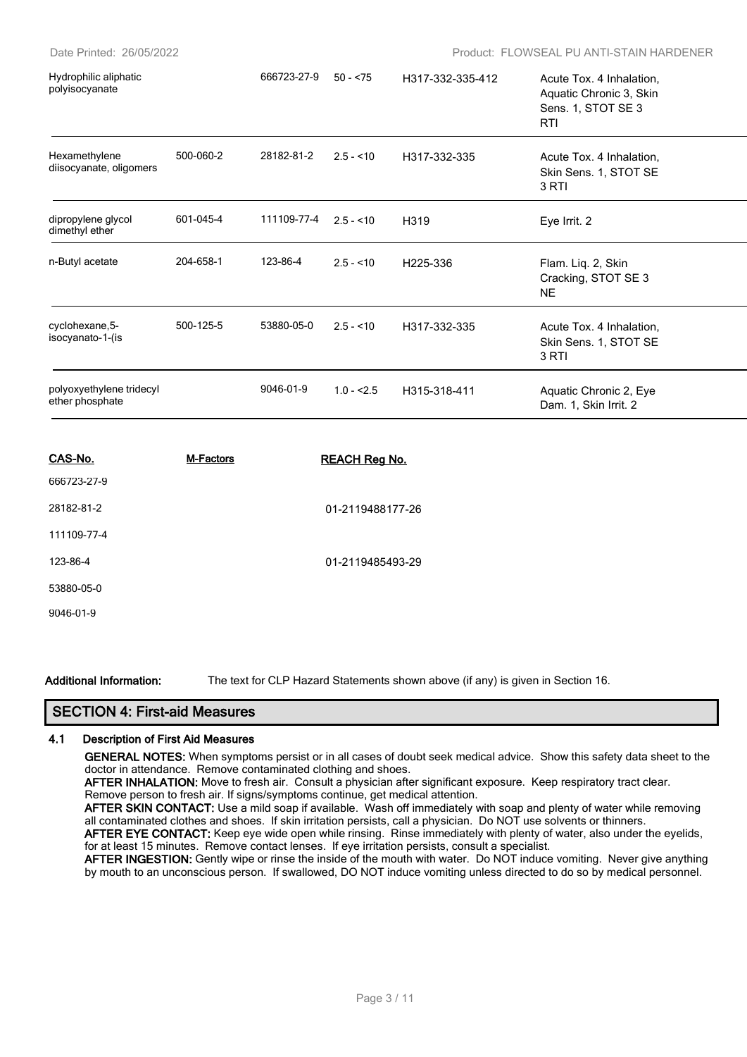| Hydrophilic aliphatic polyisocyanate | | 666723-27-9 | 50 - <75 | H317-332-335-412 | Acute Tox. 4 Inhalation, Aquatic Chronic 3, Skin Sens. 1, STOT SE 3 RTI |
|---|---|---|---|---|---|
| Hexamethylene diisocyanate, oligomers | 500-060-2 | 28182-81-2 | 2.5 - <10 | H317-332-335 | Acute Tox. 4 Inhalation, Skin Sens. 1, STOT SE 3 RTI |
| dipropylene glycol dimethyl ether | 601-045-4 | 111109-77-4 | 2.5 - <10 | H319 | Eye Irrit. 2 |
| n-Butyl acetate | 204-658-1 | 123-86-4 | 2.5 - <10 | H225-336 | Flam. Liq. 2, Skin Cracking, STOT SE 3 NE |
| cyclohexane,5-isocyanato-1-(is | 500-125-5 | 53880-05-0 | 2.5 - <10 | H317-332-335 | Acute Tox. 4 Inhalation, Skin Sens. 1, STOT SE 3 RTI |
| polyoxyethylene tridecyl ether phosphate | | 9046-01-9 | 1.0 - <2.5 | H315-318-411 | Aquatic Chronic 2, Eye Dam. 1, Skin Irrit. 2 |

| CAS-No. | M-Factors | REACH Reg No. |
|---|---|---|
| 666723-27-9 | | |
| 28182-81-2 | | 01-2119488177-26 |
| 111109-77-4 | | |
| 123-86-4 | | 01-2119485493-29 |
| 53880-05-0 | | |
| 9046-01-9 | | |

**Additional Information:** The text for CLP Hazard Statements shown above (if any) is given in Section 16.

## SECTION 4: First-aid Measures

### 4.1 Description of First Aid Measures

**GENERAL NOTES:** When symptoms persist or in all cases of doubt seek medical advice. Show this safety data sheet to the doctor in attendance. Remove contaminated clothing and shoes.

**AFTER INHALATION:** Move to fresh air. Consult a physician after significant exposure. Keep respiratory tract clear. Remove person to fresh air. If signs/symptoms continue, get medical attention.

**AFTER SKIN CONTACT:** Use a mild soap if available. Wash off immediately with soap and plenty of water while removing all contaminated clothes and shoes. If skin irritation persists, call a physician. Do NOT use solvents or thinners.

**AFTER EYE CONTACT:** Keep eye wide open while rinsing. Rinse immediately with plenty of water, also under the eyelids, for at least 15 minutes. Remove contact lenses. If eye irritation persists, consult a specialist.

**AFTER INGESTION:** Gently wipe or rinse the inside of the mouth with water. Do NOT induce vomiting. Never give anything by mouth to an unconscious person. If swallowed, DO NOT induce vomiting unless directed to do so by medical personnel.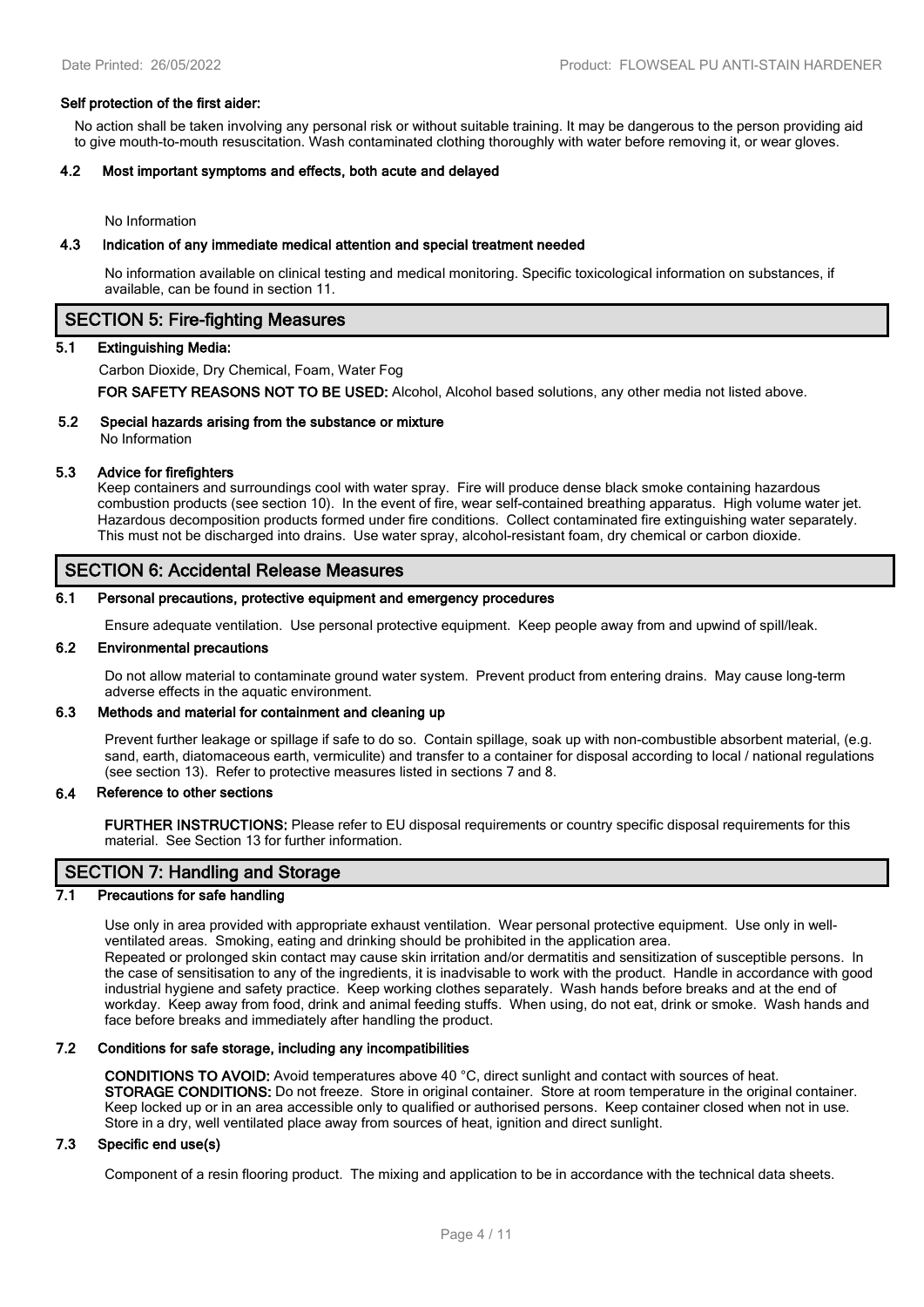**Self protection of the first aider:**

No action shall be taken involving any personal risk or without suitable training. It may be dangerous to the person providing aid to give mouth-to-mouth resuscitation. Wash contaminated clothing thoroughly with water before removing it, or wear gloves.

### 4.2 Most important symptoms and effects, both acute and delayed

No Information

### 4.3 Indication of any immediate medical attention and special treatment needed

No information available on clinical testing and medical monitoring. Specific toxicological information on substances, if available, can be found in section 11.

## SECTION 5: Fire-fighting Measures

### 5.1 Extinguishing Media:

Carbon Dioxide, Dry Chemical, Foam, Water Fog

**FOR SAFETY REASONS NOT TO BE USED:** Alcohol, Alcohol based solutions, any other media not listed above.

### 5.2 Special hazards arising from the substance or mixture

No Information

### 5.3 Advice for firefighters

Keep containers and surroundings cool with water spray. Fire will produce dense black smoke containing hazardous combustion products (see section 10). In the event of fire, wear self-contained breathing apparatus. High volume water jet. Hazardous decomposition products formed under fire conditions. Collect contaminated fire extinguishing water separately. This must not be discharged into drains. Use water spray, alcohol-resistant foam, dry chemical or carbon dioxide.

## SECTION 6: Accidental Release Measures

### 6.1 Personal precautions, protective equipment and emergency procedures

Ensure adequate ventilation. Use personal protective equipment. Keep people away from and upwind of spill/leak.

### 6.2 Environmental precautions

Do not allow material to contaminate ground water system. Prevent product from entering drains. May cause long-term adverse effects in the aquatic environment.

### 6.3 Methods and material for containment and cleaning up

Prevent further leakage or spillage if safe to do so. Contain spillage, soak up with non-combustible absorbent material, (e.g. sand, earth, diatomaceous earth, vermiculite) and transfer to a container for disposal according to local / national regulations (see section 13). Refer to protective measures listed in sections 7 and 8.

### 6.4 Reference to other sections

**FURTHER INSTRUCTIONS:** Please refer to EU disposal requirements or country specific disposal requirements for this material. See Section 13 for further information.

## SECTION 7: Handling and Storage

### 7.1 Precautions for safe handling

Use only in area provided with appropriate exhaust ventilation. Wear personal protective equipment. Use only in well-ventilated areas. Smoking, eating and drinking should be prohibited in the application area.
Repeated or prolonged skin contact may cause skin irritation and/or dermatitis and sensitization of susceptible persons. In the case of sensitisation to any of the ingredients, it is inadvisable to work with the product. Handle in accordance with good industrial hygiene and safety practice. Keep working clothes separately. Wash hands before breaks and at the end of workday. Keep away from food, drink and animal feeding stuffs. When using, do not eat, drink or smoke. Wash hands and face before breaks and immediately after handling the product.

### 7.2 Conditions for safe storage, including any incompatibilities

**CONDITIONS TO AVOID:** Avoid temperatures above 40 °C, direct sunlight and contact with sources of heat.
**STORAGE CONDITIONS:** Do not freeze. Store in original container. Store at room temperature in the original container. Keep locked up or in an area accessible only to qualified or authorised persons. Keep container closed when not in use. Store in a dry, well ventilated place away from sources of heat, ignition and direct sunlight.

### 7.3 Specific end use(s)

Component of a resin flooring product. The mixing and application to be in accordance with the technical data sheets.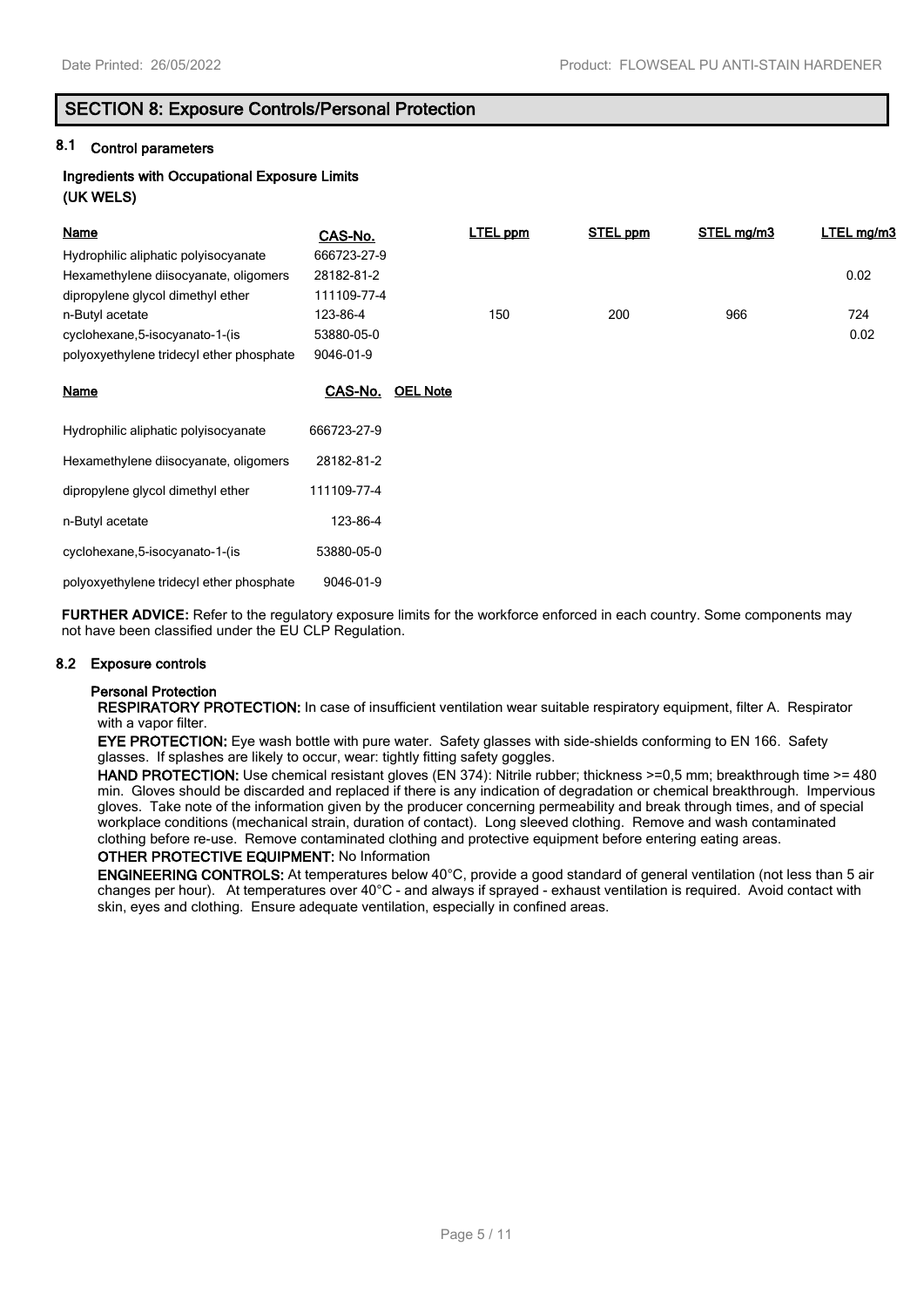## SECTION 8: Exposure Controls/Personal Protection

### 8.1 Control parameters

**Ingredients with Occupational Exposure Limits**
**(UK WELS)**

| Name | CAS-No. | LTEL ppm | STEL ppm | STEL mg/m3 | LTEL mg/m3 |
|---|---|---|---|---|---|
| Hydrophilic aliphatic polyisocyanate | 666723-27-9 | | | | |
| Hexamethylene diisocyanate, oligomers | 28182-81-2 | | | | 0.02 |
| dipropylene glycol dimethyl ether | 111109-77-4 | | | | |
| n-Butyl acetate | 123-86-4 | 150 | 200 | 966 | 724 |
| cyclohexane,5-isocyanato-1-(is | 53880-05-0 | | | | 0.02 |
| polyoxyethylene tridecyl ether phosphate | 9046-01-9 | | | | |

| Name | CAS-No. | OEL Note |
|---|---|---|
| Hydrophilic aliphatic polyisocyanate | 666723-27-9 | |
| Hexamethylene diisocyanate, oligomers | 28182-81-2 | |
| dipropylene glycol dimethyl ether | 111109-77-4 | |
| n-Butyl acetate | 123-86-4 | |
| cyclohexane,5-isocyanato-1-(is | 53880-05-0 | |
| polyoxyethylene tridecyl ether phosphate | 9046-01-9 | |

**FURTHER ADVICE:** Refer to the regulatory exposure limits for the workforce enforced in each country. Some components may not have been classified under the EU CLP Regulation.

### 8.2 Exposure controls

**Personal Protection**

**RESPIRATORY PROTECTION:** In case of insufficient ventilation wear suitable respiratory equipment, filter A. Respirator with a vapor filter.

**EYE PROTECTION:** Eye wash bottle with pure water. Safety glasses with side-shields conforming to EN 166. Safety glasses. If splashes are likely to occur, wear: tightly fitting safety goggles.

**HAND PROTECTION:** Use chemical resistant gloves (EN 374): Nitrile rubber; thickness >=0,5 mm; breakthrough time >= 480 min. Gloves should be discarded and replaced if there is any indication of degradation or chemical breakthrough. Impervious gloves. Take note of the information given by the producer concerning permeability and break through times, and of special workplace conditions (mechanical strain, duration of contact). Long sleeved clothing. Remove and wash contaminated clothing before re-use. Remove contaminated clothing and protective equipment before entering eating areas.

**OTHER PROTECTIVE EQUIPMENT:** No Information

**ENGINEERING CONTROLS:** At temperatures below 40°C, provide a good standard of general ventilation (not less than 5 air changes per hour). At temperatures over 40°C - and always if sprayed - exhaust ventilation is required. Avoid contact with skin, eyes and clothing. Ensure adequate ventilation, especially in confined areas.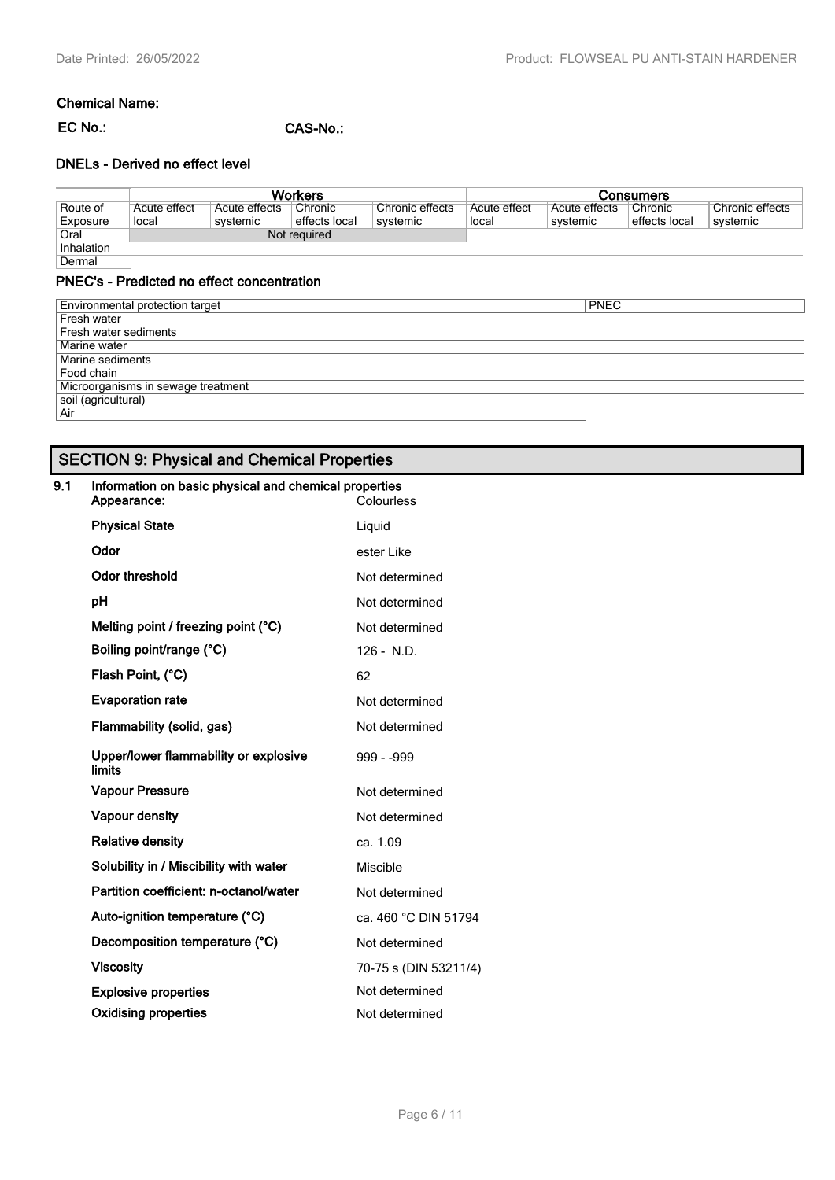**Chemical Name:**

**EC No.:** **CAS-No.:**

### DNELs - Derived no effect level

| Route of Exposure | Workers | | | | Consumers | | | |
|---|---|---|---|---|---|---|---|---|
| | Acute effect local | Acute effects systemic | Chronic effects local | Chronic effects systemic | Acute effect local | Acute effects systemic | Chronic effects local | Chronic effects systemic |
| Oral | Not required | | | | | | | |
| Inhalation | | | | | | | | |
| Dermal | | | | | | | | |

### PNEC's - Predicted no effect concentration

| Environmental protection target | PNEC |
|---|---|
| Fresh water | |
| Fresh water sediments | |
| Marine water | |
| Marine sediments | |
| Food chain | |
| Microorganisms in sewage treatment | |
| soil (agricultural) | |
| Air | |

## SECTION 9: Physical and Chemical Properties

**9.1 Information on basic physical and chemical properties**

| | |
|---|---|
| **Appearance:** | Colourless |
| **Physical State** | Liquid |
| **Odor** | ester Like |
| **Odor threshold** | Not determined |
| **pH** | Not determined |
| **Melting point / freezing point (°C)** | Not determined |
| **Boiling point/range (°C)** | 126 - N.D. |
| **Flash Point, (°C)** | 62 |
| **Evaporation rate** | Not determined |
| **Flammability (solid, gas)** | Not determined |
| **Upper/lower flammability or explosive limits** | 999 - -999 |
| **Vapour Pressure** | Not determined |
| **Vapour density** | Not determined |
| **Relative density** | ca. 1.09 |
| **Solubility in / Miscibility with water** | Miscible |
| **Partition coefficient: n-octanol/water** | Not determined |
| **Auto-ignition temperature (°C)** | ca. 460 °C DIN 51794 |
| **Decomposition temperature (°C)** | Not determined |
| **Viscosity** | 70-75 s (DIN 53211/4) |
| **Explosive properties** | Not determined |
| **Oxidising properties** | Not determined |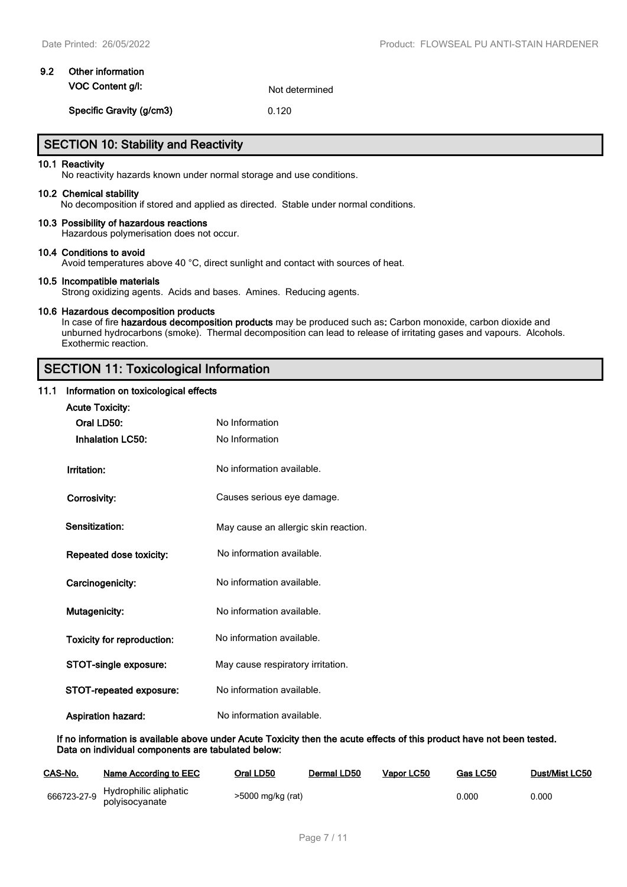### 9.2 Other information

**VOC Content g/l:** Not determined

**Specific Gravity (g/cm3)** 0.120

## SECTION 10: Stability and Reactivity

**10.1 Reactivity**

No reactivity hazards known under normal storage and use conditions.

**10.2 Chemical stability**

No decomposition if stored and applied as directed. Stable under normal conditions.

**10.3 Possibility of hazardous reactions**

Hazardous polymerisation does not occur.

**10.4 Conditions to avoid**

Avoid temperatures above 40 °C, direct sunlight and contact with sources of heat.

**10.5 Incompatible materials**

Strong oxidizing agents. Acids and bases. Amines. Reducing agents.

**10.6 Hazardous decomposition products**

In case of fire **hazardous decomposition products** may be produced such as**:** Carbon monoxide, carbon dioxide and unburned hydrocarbons (smoke). Thermal decomposition can lead to release of irritating gases and vapours. Alcohols. Exothermic reaction.

## SECTION 11: Toxicological Information

**11.1 Information on toxicological effects**

**Acute Toxicity:**

**Oral LD50:** No Information

**Inhalation LC50:** No Information

**Irritation:** No information available.

**Corrosivity:** Causes serious eye damage.

**Sensitization:** May cause an allergic skin reaction.

**Repeated dose toxicity:** No information available.

**Carcinogenicity:** No information available.

**Mutagenicity:** No information available.

**Toxicity for reproduction:** No information available.

**STOT-single exposure:** May cause respiratory irritation.

**STOT-repeated exposure:** No information available.

**Aspiration hazard:** No information available.

**If no information is available above under Acute Toxicity then the acute effects of this product have not been tested. Data on individual components are tabulated below:**

| CAS-No. | Name According to EEC | Oral LD50 | Dermal LD50 | Vapor LC50 | Gas LC50 | Dust/Mist LC50 |
|---|---|---|---|---|---|---|
| 666723-27-9 | Hydrophilic aliphatic polyisocyanate | >5000 mg/kg (rat) | | | 0.000 | 0.000 |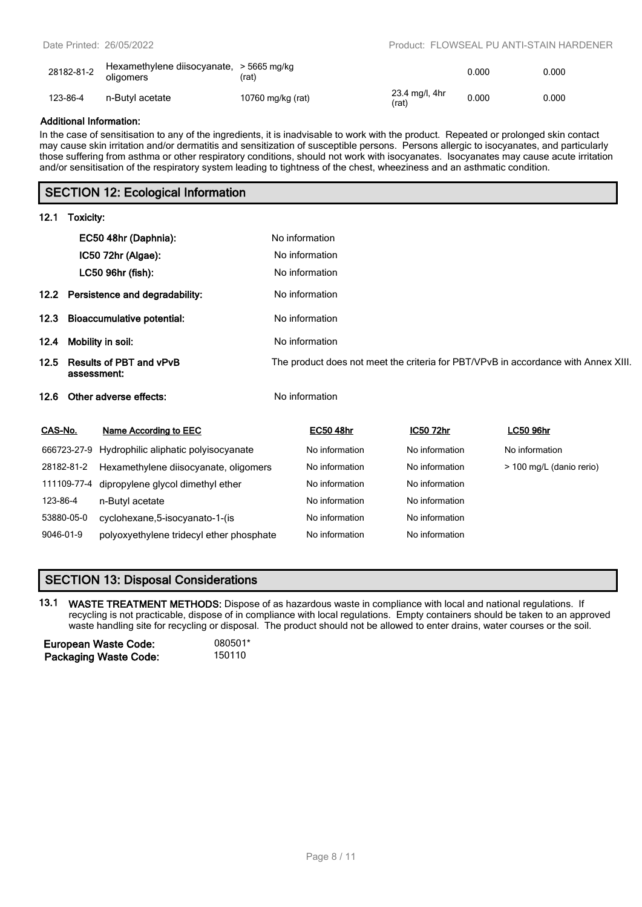| | | | | | |
|---|---|---|---|---|---|
| 28182-81-2 | Hexamethylene diisocyanate, oligomers | > 5665 mg/kg (rat) | | 0.000 | 0.000 |
| 123-86-4 | n-Butyl acetate | 10760 mg/kg (rat) | 23.4 mg/l, 4hr (rat) | 0.000 | 0.000 |

**Additional Information:**

In the case of sensitisation to any of the ingredients, it is inadvisable to work with the product. Repeated or prolonged skin contact may cause skin irritation and/or dermatitis and sensitization of susceptible persons. Persons allergic to isocyanates, and particularly those suffering from asthma or other respiratory conditions, should not work with isocyanates. Isocyanates may cause acute irritation and/or sensitisation of the respiratory system leading to tightness of the chest, wheeziness and an asthmatic condition.

## SECTION 12: Ecological Information

**12.1 Toxicity:**

**EC50 48hr (Daphnia):** No information

**IC50 72hr (Algae):** No information

**LC50 96hr (fish):** No information

**12.2 Persistence and degradability:** No information

**12.3 Bioaccumulative potential:** No information

**12.4 Mobility in soil:** No information

**12.5 Results of PBT and vPvB assessment:** The product does not meet the criteria for PBT/VPvB in accordance with Annex XIII.

**12.6 Other adverse effects:** No information

| CAS-No. | Name According to EEC | EC50 48hr | IC50 72hr | LC50 96hr |
|---|---|---|---|---|
| 666723-27-9 | Hydrophilic aliphatic polyisocyanate | No information | No information | No information |
| 28182-81-2 | Hexamethylene diisocyanate, oligomers | No information | No information | > 100 mg/L (danio rerio) |
| 111109-77-4 | dipropylene glycol dimethyl ether | No information | No information | |
| 123-86-4 | n-Butyl acetate | No information | No information | |
| 53880-05-0 | cyclohexane,5-isocyanato-1-(is | No information | No information | |
| 9046-01-9 | polyoxyethylene tridecyl ether phosphate | No information | No information | |

## SECTION 13: Disposal Considerations

**13.1 WASTE TREATMENT METHODS:** Dispose of as hazardous waste in compliance with local and national regulations. If recycling is not practicable, dispose of in compliance with local regulations. Empty containers should be taken to an approved waste handling site for recycling or disposal. The product should not be allowed to enter drains, water courses or the soil.

**European Waste Code:** 080501*

**Packaging Waste Code:** 150110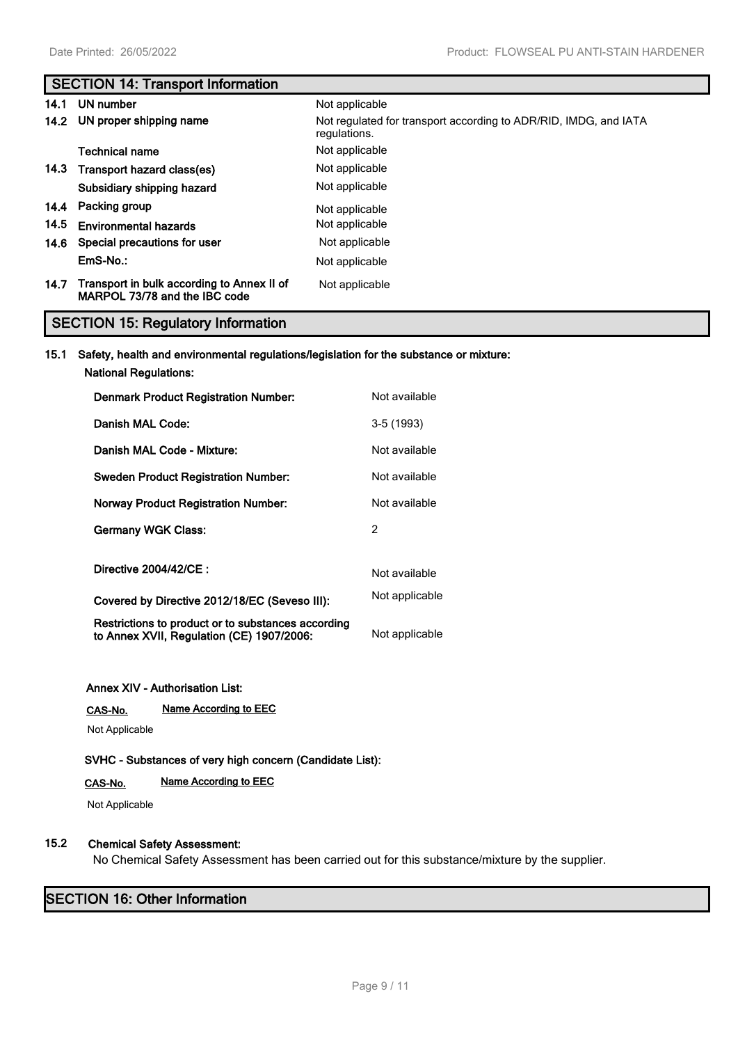## SECTION 14: Transport Information

| | | |
|---|---|---|
| 14.1 | UN number | Not applicable |
| 14.2 | UN proper shipping name | Not regulated for transport according to ADR/RID, IMDG, and IATA regulations. |
| | Technical name | Not applicable |
| 14.3 | Transport hazard class(es) | Not applicable |
| | Subsidiary shipping hazard | Not applicable |
| 14.4 | Packing group | Not applicable |
| 14.5 | Environmental hazards | Not applicable |
| 14.6 | Special precautions for user | Not applicable |
| | EmS-No.: | Not applicable |
| 14.7 | Transport in bulk according to Annex II of MARPOL 73/78 and the IBC code | Not applicable |

## SECTION 15: Regulatory Information

**15.1 Safety, health and environmental regulations/legislation for the substance or mixture:**

**National Regulations:**

| | |
|---|---|
| **Denmark Product Registration Number:** | Not available |
| **Danish MAL Code:** | 3-5 (1993) |
| **Danish MAL Code - Mixture:** | Not available |
| **Sweden Product Registration Number:** | Not available |
| **Norway Product Registration Number:** | Not available |
| **Germany WGK Class:** | 2 |
| **Directive 2004/42/CE :** | Not available |
| **Covered by Directive 2012/18/EC (Seveso III):** | Not applicable |
| **Restrictions to product or to substances according to Annex XVII, Regulation (CE) 1907/2006:** | Not applicable |

**Annex XIV - Authorisation List:**

| CAS-No. | Name According to EEC |
|---|---|
| Not Applicable | |

**SVHC - Substances of very high concern (Candidate List):**

| CAS-No. | Name According to EEC |
|---|---|
| Not Applicable | |

**15.2 Chemical Safety Assessment:**

No Chemical Safety Assessment has been carried out for this substance/mixture by the supplier.

## SECTION 16: Other Information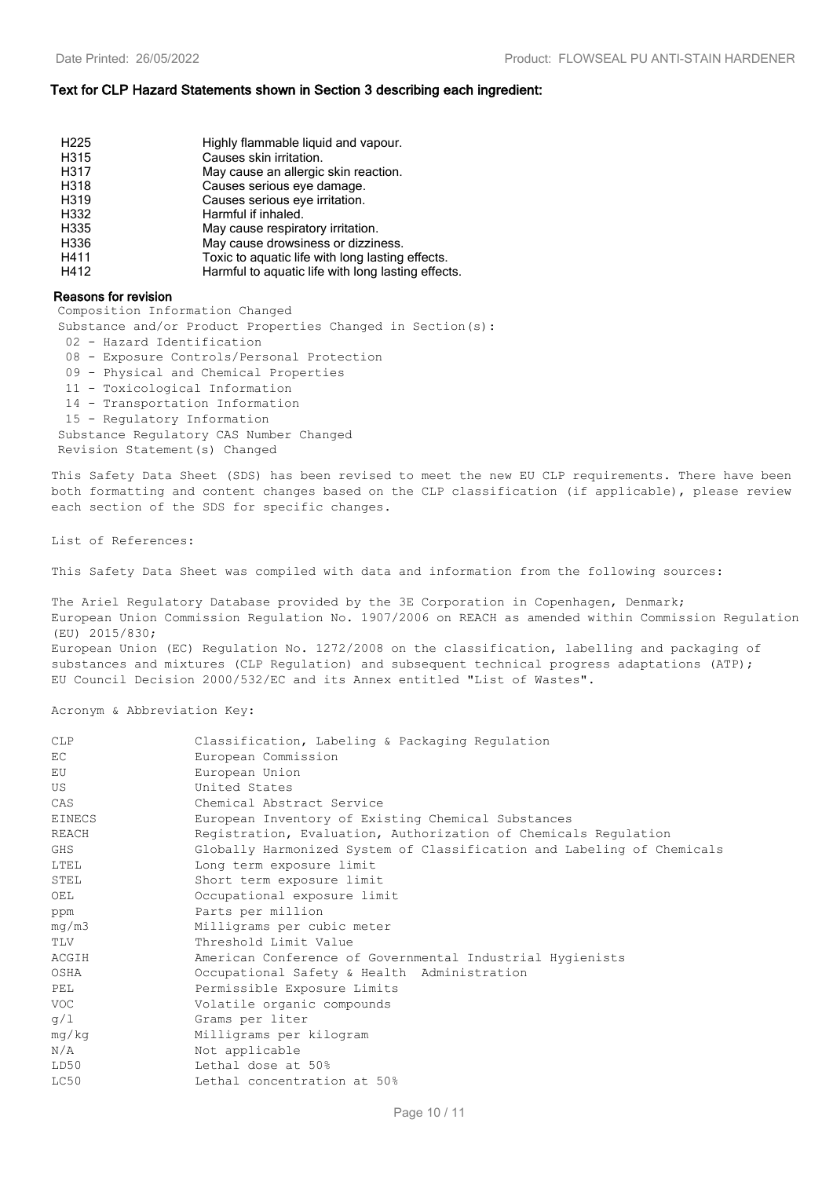### Text for CLP Hazard Statements shown in Section 3 describing each ingredient:

| | |
|---|---|
| H225 | Highly flammable liquid and vapour. |
| H315 | Causes skin irritation. |
| H317 | May cause an allergic skin reaction. |
| H318 | Causes serious eye damage. |
| H319 | Causes serious eye irritation. |
| H332 | Harmful if inhaled. |
| H335 | May cause respiratory irritation. |
| H336 | May cause drowsiness or dizziness. |
| H411 | Toxic to aquatic life with long lasting effects. |
| H412 | Harmful to aquatic life with long lasting effects. |

### Reasons for revision

Composition Information Changed

Substance and/or Product Properties Changed in Section(s):

- 02 - Hazard Identification
- 08 - Exposure Controls/Personal Protection
- 09 - Physical and Chemical Properties
- 11 - Toxicological Information
- 14 - Transportation Information
- 15 - Regulatory Information

Substance Regulatory CAS Number Changed

Revision Statement(s) Changed

This Safety Data Sheet (SDS) has been revised to meet the new EU CLP requirements. There have been both formatting and content changes based on the CLP classification (if applicable), please review each section of the SDS for specific changes.

List of References:

This Safety Data Sheet was compiled with data and information from the following sources:

The Ariel Regulatory Database provided by the 3E Corporation in Copenhagen, Denmark;
European Union Commission Regulation No. 1907/2006 on REACH as amended within Commission Regulation (EU) 2015/830;
European Union (EC) Regulation No. 1272/2008 on the classification, labelling and packaging of substances and mixtures (CLP Regulation) and subsequent technical progress adaptations (ATP);
EU Council Decision 2000/532/EC and its Annex entitled "List of Wastes".

Acronym & Abbreviation Key:

| | |
|---|---|
| CLP | Classification, Labeling & Packaging Regulation |
| EC | European Commission |
| EU | European Union |
| US | United States |
| CAS | Chemical Abstract Service |
| EINECS | European Inventory of Existing Chemical Substances |
| REACH | Registration, Evaluation, Authorization of Chemicals Regulation |
| GHS | Globally Harmonized System of Classification and Labeling of Chemicals |
| LTEL | Long term exposure limit |
| STEL | Short term exposure limit |
| OEL | Occupational exposure limit |
| ppm | Parts per million |
| mg/m3 | Milligrams per cubic meter |
| TLV | Threshold Limit Value |
| ACGIH | American Conference of Governmental Industrial Hygienists |
| OSHA | Occupational Safety & Health Administration |
| PEL | Permissible Exposure Limits |
| VOC | Volatile organic compounds |
| g/l | Grams per liter |
| mg/kg | Milligrams per kilogram |
| N/A | Not applicable |
| LD50 | Lethal dose at 50% |
| LC50 | Lethal concentration at 50% |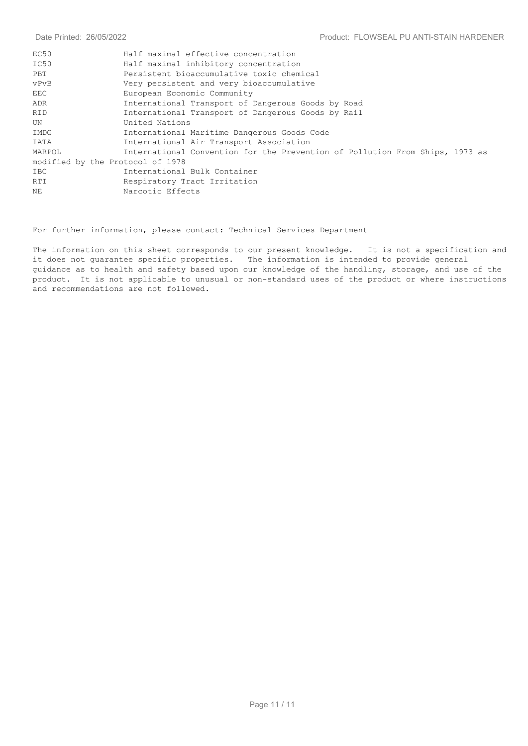| | |
|---|---|
| EC50 | Half maximal effective concentration |
| IC50 | Half maximal inhibitory concentration |
| PBT | Persistent bioaccumulative toxic chemical |
| vPvB | Very persistent and very bioaccumulative |
| EEC | European Economic Community |
| ADR | International Transport of Dangerous Goods by Road |
| RID | International Transport of Dangerous Goods by Rail |
| UN | United Nations |
| IMDG | International Maritime Dangerous Goods Code |
| IATA | International Air Transport Association |
| MARPOL | International Convention for the Prevention of Pollution From Ships, 1973 as modified by the Protocol of 1978 |
| IBC | International Bulk Container |
| RTI | Respiratory Tract Irritation |
| NE | Narcotic Effects |

For further information, please contact: Technical Services Department

The information on this sheet corresponds to our present knowledge. It is not a specification and it does not guarantee specific properties. The information is intended to provide general guidance as to health and safety based upon our knowledge of the handling, storage, and use of the product. It is not applicable to unusual or non-standard uses of the product or where instructions and recommendations are not followed.